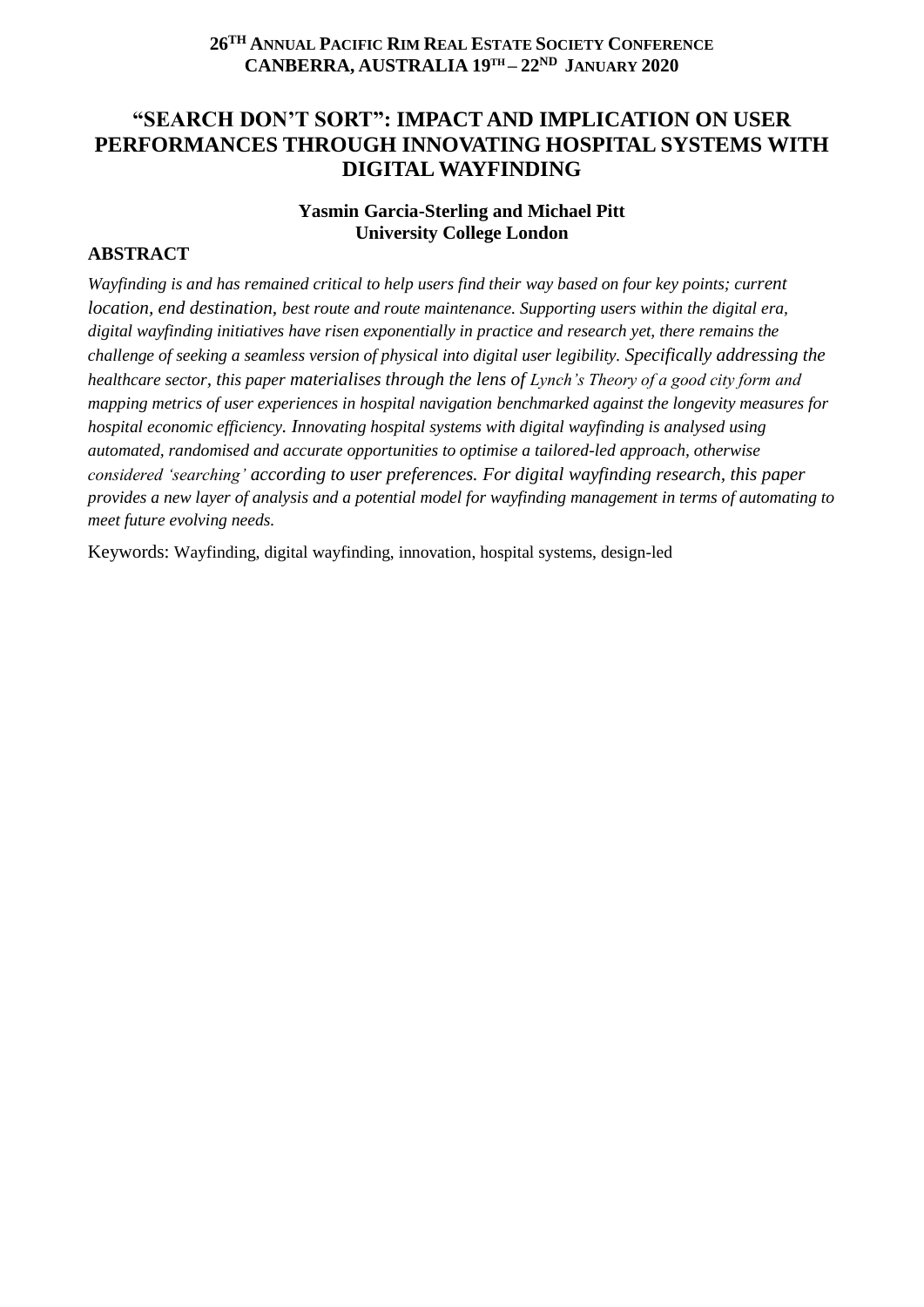**26TH ANNUAL PACIFIC RIM REAL ESTATE SOCIETY CONFERENCE**
**CANBERRA, AUSTRALIA 19TH – 22ND JANUARY 2020**

# "SEARCH DON'T SORT": IMPACT AND IMPLICATION ON USER PERFORMANCES THROUGH INNOVATING HOSPITAL SYSTEMS WITH DIGITAL WAYFINDING

**Yasmin Garcia-Sterling and Michael Pitt**
**University College London**

## ABSTRACT

*Wayfinding is and has remained critical to help users find their way based on four key points; current location, end destination, best route and route maintenance. Supporting users within the digital era, digital wayfinding initiatives have risen exponentially in practice and research yet, there remains the challenge of seeking a seamless version of physical into digital user legibility. Specifically addressing the healthcare sector, this paper materialises through the lens of Lynch's Theory of a good city form and mapping metrics of user experiences in hospital navigation benchmarked against the longevity measures for hospital economic efficiency. Innovating hospital systems with digital wayfinding is analysed using automated, randomised and accurate opportunities to optimise a tailored-led approach, otherwise considered 'searching' according to user preferences. For digital wayfinding research, this paper provides a new layer of analysis and a potential model for wayfinding management in terms of automating to meet future evolving needs.*

Keywords: Wayfinding, digital wayfinding, innovation, hospital systems, design-led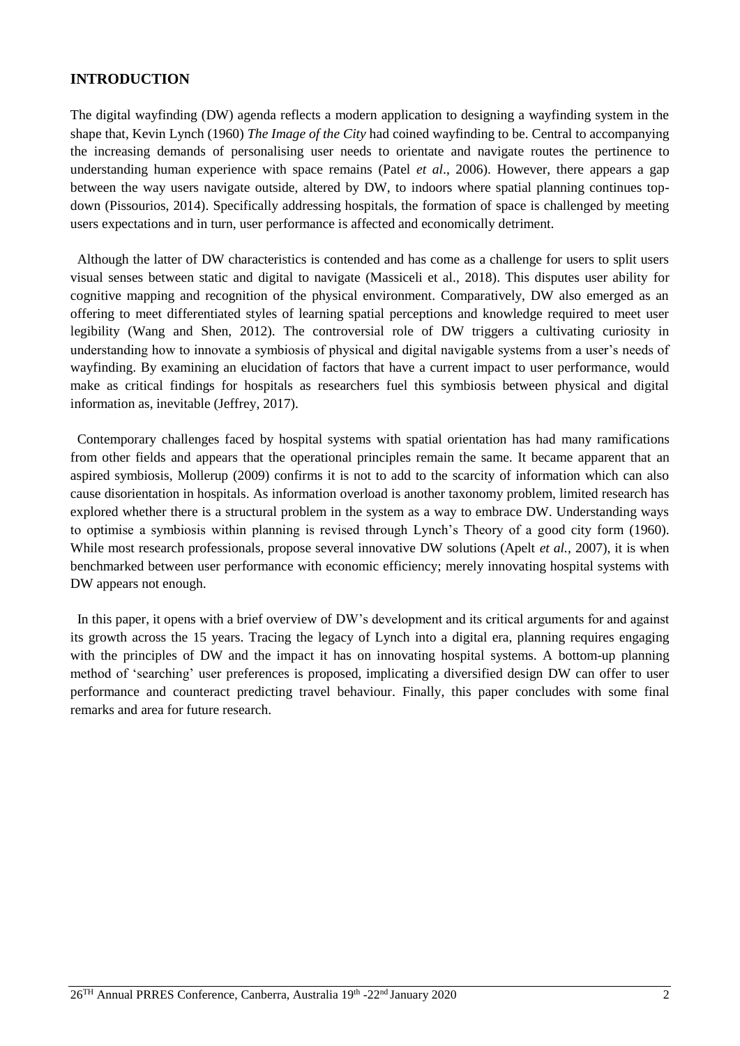## INTRODUCTION

The digital wayfinding (DW) agenda reflects a modern application to designing a wayfinding system in the shape that, Kevin Lynch (1960) *The Image of the City* had coined wayfinding to be. Central to accompanying the increasing demands of personalising user needs to orientate and navigate routes the pertinence to understanding human experience with space remains (Patel *et al*., 2006). However, there appears a gap between the way users navigate outside, altered by DW, to indoors where spatial planning continues top-down (Pissourios, 2014). Specifically addressing hospitals, the formation of space is challenged by meeting users expectations and in turn, user performance is affected and economically detriment.

Although the latter of DW characteristics is contended and has come as a challenge for users to split users visual senses between static and digital to navigate (Massiceli et al., 2018). This disputes user ability for cognitive mapping and recognition of the physical environment. Comparatively, DW also emerged as an offering to meet differentiated styles of learning spatial perceptions and knowledge required to meet user legibility (Wang and Shen, 2012). The controversial role of DW triggers a cultivating curiosity in understanding how to innovate a symbiosis of physical and digital navigable systems from a user's needs of wayfinding. By examining an elucidation of factors that have a current impact to user performance, would make as critical findings for hospitals as researchers fuel this symbiosis between physical and digital information as, inevitable (Jeffrey, 2017).

Contemporary challenges faced by hospital systems with spatial orientation has had many ramifications from other fields and appears that the operational principles remain the same. It became apparent that an aspired symbiosis, Mollerup (2009) confirms it is not to add to the scarcity of information which can also cause disorientation in hospitals. As information overload is another taxonomy problem, limited research has explored whether there is a structural problem in the system as a way to embrace DW. Understanding ways to optimise a symbiosis within planning is revised through Lynch's Theory of a good city form (1960). While most research professionals, propose several innovative DW solutions (Apelt *et al.,* 2007), it is when benchmarked between user performance with economic efficiency; merely innovating hospital systems with DW appears not enough.

In this paper, it opens with a brief overview of DW's development and its critical arguments for and against its growth across the 15 years. Tracing the legacy of Lynch into a digital era, planning requires engaging with the principles of DW and the impact it has on innovating hospital systems. A bottom-up planning method of 'searching' user preferences is proposed, implicating a diversified design DW can offer to user performance and counteract predicting travel behaviour. Finally, this paper concludes with some final remarks and area for future research.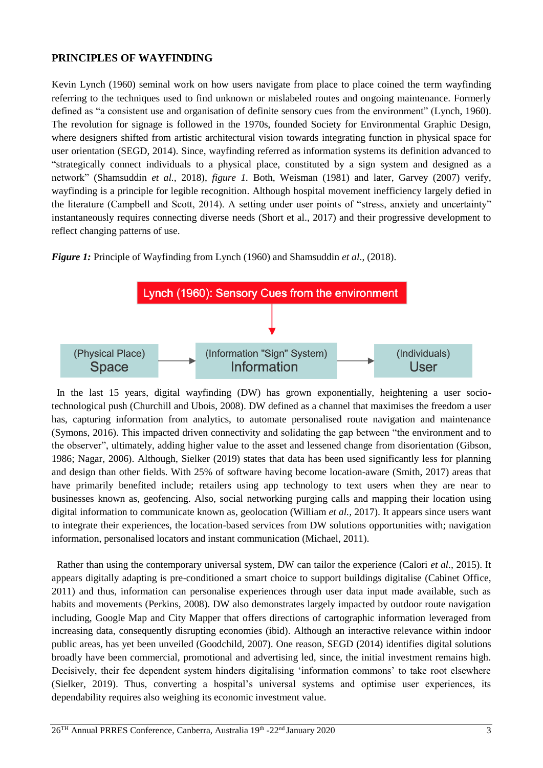## PRINCIPLES OF WAYFINDING

Kevin Lynch (1960) seminal work on how users navigate from place to place coined the term wayfinding referring to the techniques used to find unknown or mislabeled routes and ongoing maintenance. Formerly defined as "a consistent use and organisation of definite sensory cues from the environment" (Lynch, 1960). The revolution for signage is followed in the 1970s, founded Society for Environmental Graphic Design, where designers shifted from artistic architectural vision towards integrating function in physical space for user orientation (SEGD, 2014). Since, wayfinding referred as information systems its definition advanced to "strategically connect individuals to a physical place, constituted by a sign system and designed as a network" (Shamsuddin *et al.*, 2018), *figure 1.* Both, Weisman (1981) and later, Garvey (2007) verify, wayfinding is a principle for legible recognition. Although hospital movement inefficiency largely defied in the literature (Campbell and Scott, 2014). A setting under user points of "stress, anxiety and uncertainty" instantaneously requires connecting diverse needs (Short et al., 2017) and their progressive development to reflect changing patterns of use.

***Figure 1:*** Principle of Wayfinding from Lynch (1960) and Shamsuddin *et al*., (2018).

Lynch (1960): Sensory Cues from the environment

(Physical Place) Space → (Information "Sign" System) Information → (Individuals) User

In the last 15 years, digital wayfinding (DW) has grown exponentially, heightening a user socio-technological push (Churchill and Ubois, 2008). DW defined as a channel that maximises the freedom a user has, capturing information from analytics, to automate personalised route navigation and maintenance (Symons, 2016). This impacted driven connectivity and solidating the gap between "the environment and to the observer", ultimately, adding higher value to the asset and lessened change from disorientation (Gibson, 1986; Nagar, 2006). Although, Sielker (2019) states that data has been used significantly less for planning and design than other fields. With 25% of software having become location-aware (Smith, 2017) areas that have primarily benefited include; retailers using app technology to text users when they are near to businesses known as, geofencing. Also, social networking purging calls and mapping their location using digital information to communicate known as, geolocation (William *et al.*, 2017). It appears since users want to integrate their experiences, the location-based services from DW solutions opportunities with; navigation information, personalised locators and instant communication (Michael, 2011).

Rather than using the contemporary universal system, DW can tailor the experience (Calori *et al.*, 2015). It appears digitally adapting is pre-conditioned a smart choice to support buildings digitalise (Cabinet Office, 2011) and thus, information can personalise experiences through user data input made available, such as habits and movements (Perkins, 2008). DW also demonstrates largely impacted by outdoor route navigation including, Google Map and City Mapper that offers directions of cartographic information leveraged from increasing data, consequently disrupting economies (ibid). Although an interactive relevance within indoor public areas, has yet been unveiled (Goodchild, 2007). One reason, SEGD (2014) identifies digital solutions broadly have been commercial, promotional and advertising led, since, the initial investment remains high. Decisively, their fee dependent system hinders digitalising 'information commons' to take root elsewhere (Sielker, 2019). Thus, converting a hospital's universal systems and optimise user experiences, its dependability requires also weighing its economic investment value.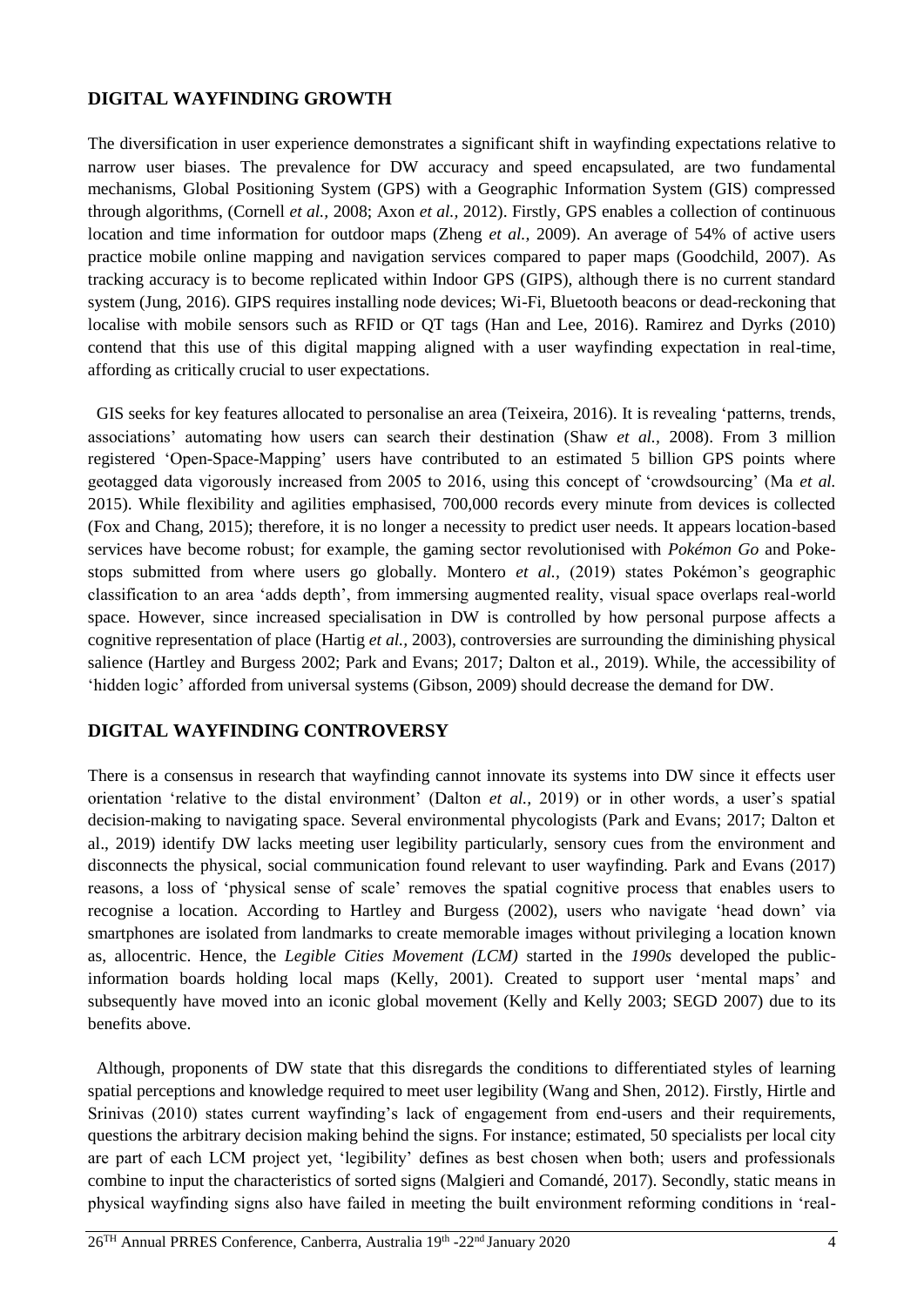## DIGITAL WAYFINDING GROWTH

The diversification in user experience demonstrates a significant shift in wayfinding expectations relative to narrow user biases. The prevalence for DW accuracy and speed encapsulated, are two fundamental mechanisms, Global Positioning System (GPS) with a Geographic Information System (GIS) compressed through algorithms, (Cornell *et al.,* 2008; Axon *et al.,* 2012). Firstly, GPS enables a collection of continuous location and time information for outdoor maps (Zheng *et al.,* 2009). An average of 54% of active users practice mobile online mapping and navigation services compared to paper maps (Goodchild, 2007). As tracking accuracy is to become replicated within Indoor GPS (GIPS), although there is no current standard system (Jung, 2016). GIPS requires installing node devices; Wi-Fi, Bluetooth beacons or dead-reckoning that localise with mobile sensors such as RFID or QT tags (Han and Lee, 2016). Ramirez and Dyrks (2010) contend that this use of this digital mapping aligned with a user wayfinding expectation in real-time, affording as critically crucial to user expectations.

GIS seeks for key features allocated to personalise an area (Teixeira, 2016). It is revealing 'patterns, trends, associations' automating how users can search their destination (Shaw *et al.,* 2008). From 3 million registered 'Open-Space-Mapping' users have contributed to an estimated 5 billion GPS points where geotagged data vigorously increased from 2005 to 2016, using this concept of 'crowdsourcing' (Ma *et al.* 2015). While flexibility and agilities emphasised, 700,000 records every minute from devices is collected (Fox and Chang, 2015); therefore, it is no longer a necessity to predict user needs. It appears location-based services have become robust; for example, the gaming sector revolutionised with *Pokémon Go* and Poke-stops submitted from where users go globally. Montero *et al.,* (2019) states Pokémon's geographic classification to an area 'adds depth', from immersing augmented reality, visual space overlaps real-world space. However, since increased specialisation in DW is controlled by how personal purpose affects a cognitive representation of place (Hartig *et al.,* 2003), controversies are surrounding the diminishing physical salience (Hartley and Burgess 2002; Park and Evans; 2017; Dalton et al., 2019). While, the accessibility of 'hidden logic' afforded from universal systems (Gibson, 2009) should decrease the demand for DW.

## DIGITAL WAYFINDING CONTROVERSY

There is a consensus in research that wayfinding cannot innovate its systems into DW since it effects user orientation 'relative to the distal environment' (Dalton *et al.,* 2019) or in other words, a user's spatial decision-making to navigating space. Several environmental phycologists (Park and Evans; 2017; Dalton et al., 2019) identify DW lacks meeting user legibility particularly, sensory cues from the environment and disconnects the physical, social communication found relevant to user wayfinding. Park and Evans (2017) reasons, a loss of 'physical sense of scale' removes the spatial cognitive process that enables users to recognise a location. According to Hartley and Burgess (2002), users who navigate 'head down' via smartphones are isolated from landmarks to create memorable images without privileging a location known as, allocentric. Hence, the *Legible Cities Movement (LCM)* started in the *1990s* developed the public-information boards holding local maps (Kelly, 2001). Created to support user 'mental maps' and subsequently have moved into an iconic global movement (Kelly and Kelly 2003; SEGD 2007) due to its benefits above.

Although, proponents of DW state that this disregards the conditions to differentiated styles of learning spatial perceptions and knowledge required to meet user legibility (Wang and Shen, 2012). Firstly, Hirtle and Srinivas (2010) states current wayfinding's lack of engagement from end-users and their requirements, questions the arbitrary decision making behind the signs. For instance; estimated, 50 specialists per local city are part of each LCM project yet, 'legibility' defines as best chosen when both; users and professionals combine to input the characteristics of sorted signs (Malgieri and Comandé, 2017). Secondly, static means in physical wayfinding signs also have failed in meeting the built environment reforming conditions in 'real-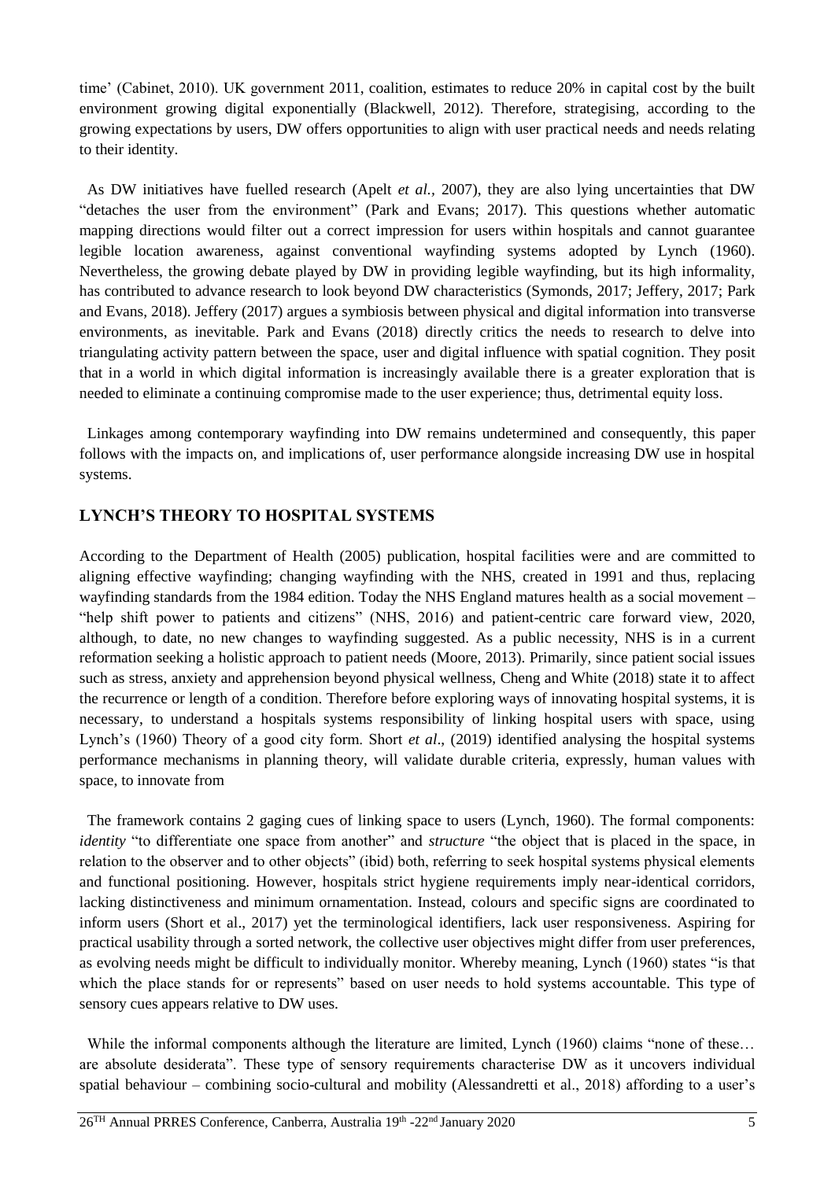time' (Cabinet, 2010). UK government 2011, coalition, estimates to reduce 20% in capital cost by the built environment growing digital exponentially (Blackwell, 2012). Therefore, strategising, according to the growing expectations by users, DW offers opportunities to align with user practical needs and needs relating to their identity.

As DW initiatives have fuelled research (Apelt *et al.,* 2007), they are also lying uncertainties that DW "detaches the user from the environment" (Park and Evans; 2017). This questions whether automatic mapping directions would filter out a correct impression for users within hospitals and cannot guarantee legible location awareness, against conventional wayfinding systems adopted by Lynch (1960). Nevertheless, the growing debate played by DW in providing legible wayfinding, but its high informality, has contributed to advance research to look beyond DW characteristics (Symonds, 2017; Jeffery, 2017; Park and Evans, 2018). Jeffery (2017) argues a symbiosis between physical and digital information into transverse environments, as inevitable. Park and Evans (2018) directly critics the needs to research to delve into triangulating activity pattern between the space, user and digital influence with spatial cognition. They posit that in a world in which digital information is increasingly available there is a greater exploration that is needed to eliminate a continuing compromise made to the user experience; thus, detrimental equity loss.

Linkages among contemporary wayfinding into DW remains undetermined and consequently, this paper follows with the impacts on, and implications of, user performance alongside increasing DW use in hospital systems.

## LYNCH'S THEORY TO HOSPITAL SYSTEMS

According to the Department of Health (2005) publication, hospital facilities were and are committed to aligning effective wayfinding; changing wayfinding with the NHS, created in 1991 and thus, replacing wayfinding standards from the 1984 edition. Today the NHS England matures health as a social movement – "help shift power to patients and citizens" (NHS, 2016) and patient-centric care forward view, 2020, although, to date, no new changes to wayfinding suggested. As a public necessity, NHS is in a current reformation seeking a holistic approach to patient needs (Moore, 2013). Primarily, since patient social issues such as stress, anxiety and apprehension beyond physical wellness, Cheng and White (2018) state it to affect the recurrence or length of a condition. Therefore before exploring ways of innovating hospital systems, it is necessary, to understand a hospitals systems responsibility of linking hospital users with space, using Lynch's (1960) Theory of a good city form. Short *et al*., (2019) identified analysing the hospital systems performance mechanisms in planning theory, will validate durable criteria, expressly, human values with space, to innovate from

The framework contains 2 gaging cues of linking space to users (Lynch, 1960). The formal components: *identity* "to differentiate one space from another" and *structure* "the object that is placed in the space, in relation to the observer and to other objects" (ibid) both, referring to seek hospital systems physical elements and functional positioning. However, hospitals strict hygiene requirements imply near-identical corridors, lacking distinctiveness and minimum ornamentation. Instead, colours and specific signs are coordinated to inform users (Short et al., 2017) yet the terminological identifiers, lack user responsiveness. Aspiring for practical usability through a sorted network, the collective user objectives might differ from user preferences, as evolving needs might be difficult to individually monitor. Whereby meaning, Lynch (1960) states "is that which the place stands for or represents" based on user needs to hold systems accountable. This type of sensory cues appears relative to DW uses.

While the informal components although the literature are limited, Lynch (1960) claims "none of these… are absolute desiderata". These type of sensory requirements characterise DW as it uncovers individual spatial behaviour – combining socio-cultural and mobility (Alessandretti et al., 2018) affording to a user's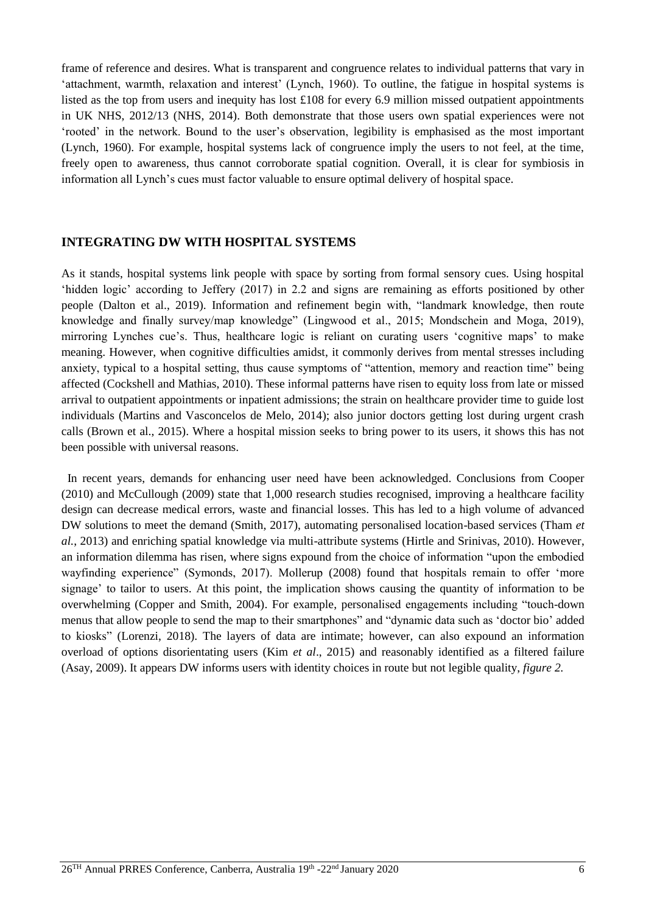frame of reference and desires. What is transparent and congruence relates to individual patterns that vary in 'attachment, warmth, relaxation and interest' (Lynch, 1960). To outline, the fatigue in hospital systems is listed as the top from users and inequity has lost £108 for every 6.9 million missed outpatient appointments in UK NHS, 2012/13 (NHS, 2014). Both demonstrate that those users own spatial experiences were not 'rooted' in the network. Bound to the user's observation, legibility is emphasised as the most important (Lynch, 1960). For example, hospital systems lack of congruence imply the users to not feel, at the time, freely open to awareness, thus cannot corroborate spatial cognition. Overall, it is clear for symbiosis in information all Lynch's cues must factor valuable to ensure optimal delivery of hospital space.

## INTEGRATING DW WITH HOSPITAL SYSTEMS

As it stands, hospital systems link people with space by sorting from formal sensory cues. Using hospital 'hidden logic' according to Jeffery (2017) in 2.2 and signs are remaining as efforts positioned by other people (Dalton et al., 2019). Information and refinement begin with, "landmark knowledge, then route knowledge and finally survey/map knowledge" (Lingwood et al., 2015; Mondschein and Moga, 2019), mirroring Lynches cue's. Thus, healthcare logic is reliant on curating users 'cognitive maps' to make meaning. However, when cognitive difficulties amidst, it commonly derives from mental stresses including anxiety, typical to a hospital setting, thus cause symptoms of "attention, memory and reaction time" being affected (Cockshell and Mathias, 2010). These informal patterns have risen to equity loss from late or missed arrival to outpatient appointments or inpatient admissions; the strain on healthcare provider time to guide lost individuals (Martins and Vasconcelos de Melo, 2014); also junior doctors getting lost during urgent crash calls (Brown et al., 2015). Where a hospital mission seeks to bring power to its users, it shows this has not been possible with universal reasons.

In recent years, demands for enhancing user need have been acknowledged. Conclusions from Cooper (2010) and McCullough (2009) state that 1,000 research studies recognised, improving a healthcare facility design can decrease medical errors, waste and financial losses. This has led to a high volume of advanced DW solutions to meet the demand (Smith, 2017), automating personalised location-based services (Tham *et al.*, 2013) and enriching spatial knowledge via multi-attribute systems (Hirtle and Srinivas, 2010). However, an information dilemma has risen, where signs expound from the choice of information "upon the embodied wayfinding experience" (Symonds, 2017). Mollerup (2008) found that hospitals remain to offer 'more signage' to tailor to users. At this point, the implication shows causing the quantity of information to be overwhelming (Copper and Smith, 2004). For example, personalised engagements including "touch-down menus that allow people to send the map to their smartphones" and "dynamic data such as 'doctor bio' added to kiosks" (Lorenzi, 2018). The layers of data are intimate; however, can also expound an information overload of options disorientating users (Kim *et al*., 2015) and reasonably identified as a filtered failure (Asay, 2009). It appears DW informs users with identity choices in route but not legible quality, *figure 2.*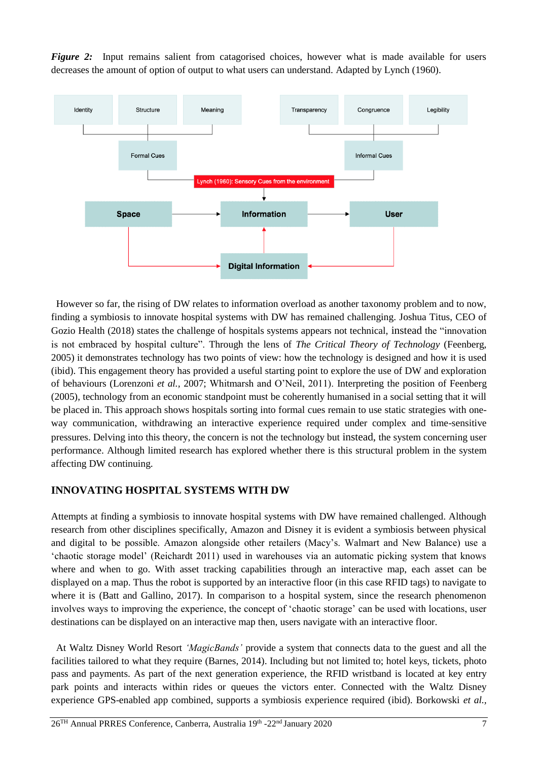***Figure 2:*** Input remains salient from catagorised choices, however what is made available for users decreases the amount of option of output to what users can understand. Adapted by Lynch (1960).

However so far, the rising of DW relates to information overload as another taxonomy problem and to now, finding a symbiosis to innovate hospital systems with DW has remained challenging. Joshua Titus, CEO of Gozio Health (2018) states the challenge of hospitals systems appears not technical, instead the "innovation is not embraced by hospital culture". Through the lens of *The Critical Theory of Technology* (Feenberg, 2005) it demonstrates technology has two points of view: how the technology is designed and how it is used (ibid). This engagement theory has provided a useful starting point to explore the use of DW and exploration of behaviours (Lorenzoni *et al.,* 2007; Whitmarsh and O'Neil, 2011). Interpreting the position of Feenberg (2005), technology from an economic standpoint must be coherently humanised in a social setting that it will be placed in. This approach shows hospitals sorting into formal cues remain to use static strategies with one-way communication, withdrawing an interactive experience required under complex and time-sensitive pressures. Delving into this theory, the concern is not the technology but instead, the system concerning user performance. Although limited research has explored whether there is this structural problem in the system affecting DW continuing.

## INNOVATING HOSPITAL SYSTEMS WITH DW

Attempts at finding a symbiosis to innovate hospital systems with DW have remained challenged. Although research from other disciplines specifically, Amazon and Disney it is evident a symbiosis between physical and digital to be possible. Amazon alongside other retailers (Macy's. Walmart and New Balance) use a 'chaotic storage model' (Reichardt 2011) used in warehouses via an automatic picking system that knows where and when to go. With asset tracking capabilities through an interactive map, each asset can be displayed on a map. Thus the robot is supported by an interactive floor (in this case RFID tags) to navigate to where it is (Batt and Gallino, 2017). In comparison to a hospital system, since the research phenomenon involves ways to improving the experience, the concept of 'chaotic storage' can be used with locations, user destinations can be displayed on an interactive map then, users navigate with an interactive floor.

At Waltz Disney World Resort *'MagicBands'* provide a system that connects data to the guest and all the facilities tailored to what they require (Barnes, 2014). Including but not limited to; hotel keys, tickets, photo pass and payments. As part of the next generation experience, the RFID wristband is located at key entry park points and interacts within rides or queues the victors enter. Connected with the Waltz Disney experience GPS-enabled app combined, supports a symbiosis experience required (ibid). Borkowski *et al.,*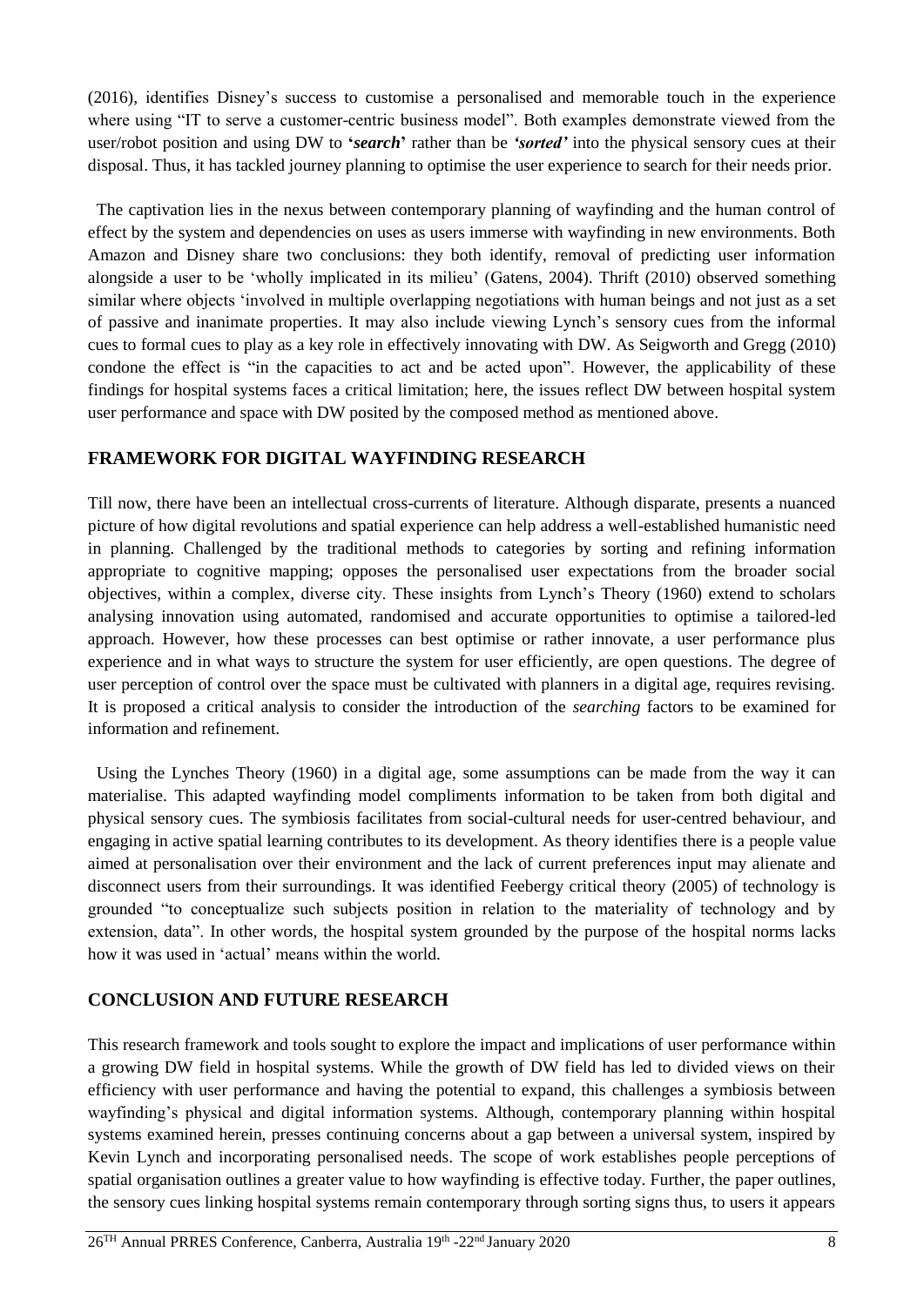(2016), identifies Disney's success to customise a personalised and memorable touch in the experience where using "IT to serve a customer-centric business model". Both examples demonstrate viewed from the user/robot position and using DW to **'*search*'** rather than be ***'sorted'*** into the physical sensory cues at their disposal. Thus, it has tackled journey planning to optimise the user experience to search for their needs prior.

The captivation lies in the nexus between contemporary planning of wayfinding and the human control of effect by the system and dependencies on uses as users immerse with wayfinding in new environments. Both Amazon and Disney share two conclusions: they both identify, removal of predicting user information alongside a user to be 'wholly implicated in its milieu' (Gatens, 2004). Thrift (2010) observed something similar where objects 'involved in multiple overlapping negotiations with human beings and not just as a set of passive and inanimate properties. It may also include viewing Lynch's sensory cues from the informal cues to formal cues to play as a key role in effectively innovating with DW. As Seigworth and Gregg (2010) condone the effect is "in the capacities to act and be acted upon". However, the applicability of these findings for hospital systems faces a critical limitation; here, the issues reflect DW between hospital system user performance and space with DW posited by the composed method as mentioned above.

## FRAMEWORK FOR DIGITAL WAYFINDING RESEARCH

Till now, there have been an intellectual cross-currents of literature. Although disparate, presents a nuanced picture of how digital revolutions and spatial experience can help address a well-established humanistic need in planning. Challenged by the traditional methods to categories by sorting and refining information appropriate to cognitive mapping; opposes the personalised user expectations from the broader social objectives, within a complex, diverse city. These insights from Lynch's Theory (1960) extend to scholars analysing innovation using automated, randomised and accurate opportunities to optimise a tailored-led approach. However, how these processes can best optimise or rather innovate, a user performance plus experience and in what ways to structure the system for user efficiently, are open questions. The degree of user perception of control over the space must be cultivated with planners in a digital age, requires revising. It is proposed a critical analysis to consider the introduction of the *searching* factors to be examined for information and refinement.

Using the Lynches Theory (1960) in a digital age, some assumptions can be made from the way it can materialise. This adapted wayfinding model compliments information to be taken from both digital and physical sensory cues. The symbiosis facilitates from social-cultural needs for user-centred behaviour, and engaging in active spatial learning contributes to its development. As theory identifies there is a people value aimed at personalisation over their environment and the lack of current preferences input may alienate and disconnect users from their surroundings. It was identified Feebergy critical theory (2005) of technology is grounded "to conceptualize such subjects position in relation to the materiality of technology and by extension, data". In other words, the hospital system grounded by the purpose of the hospital norms lacks how it was used in 'actual' means within the world.

## CONCLUSION AND FUTURE RESEARCH

This research framework and tools sought to explore the impact and implications of user performance within a growing DW field in hospital systems. While the growth of DW field has led to divided views on their efficiency with user performance and having the potential to expand, this challenges a symbiosis between wayfinding's physical and digital information systems. Although, contemporary planning within hospital systems examined herein, presses continuing concerns about a gap between a universal system, inspired by Kevin Lynch and incorporating personalised needs. The scope of work establishes people perceptions of spatial organisation outlines a greater value to how wayfinding is effective today. Further, the paper outlines, the sensory cues linking hospital systems remain contemporary through sorting signs thus, to users it appears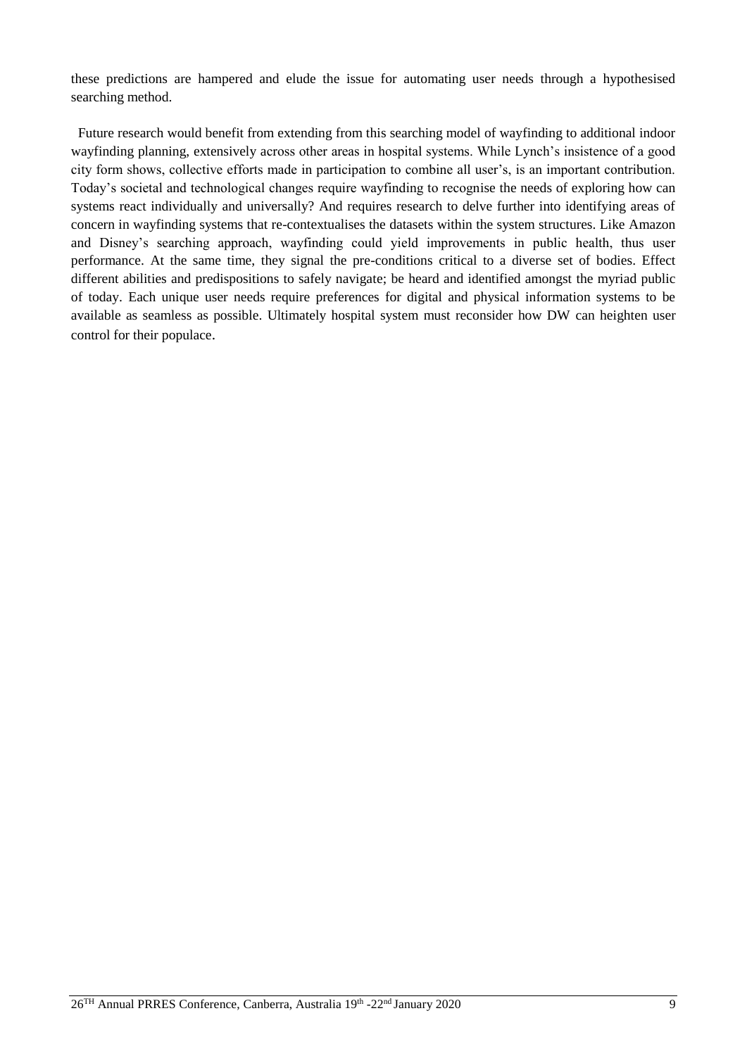these predictions are hampered and elude the issue for automating user needs through a hypothesised searching method.

Future research would benefit from extending from this searching model of wayfinding to additional indoor wayfinding planning, extensively across other areas in hospital systems. While Lynch's insistence of a good city form shows, collective efforts made in participation to combine all user's, is an important contribution. Today's societal and technological changes require wayfinding to recognise the needs of exploring how can systems react individually and universally? And requires research to delve further into identifying areas of concern in wayfinding systems that re-contextualises the datasets within the system structures. Like Amazon and Disney's searching approach, wayfinding could yield improvements in public health, thus user performance. At the same time, they signal the pre-conditions critical to a diverse set of bodies. Effect different abilities and predispositions to safely navigate; be heard and identified amongst the myriad public of today. Each unique user needs require preferences for digital and physical information systems to be available as seamless as possible. Ultimately hospital system must reconsider how DW can heighten user control for their populace.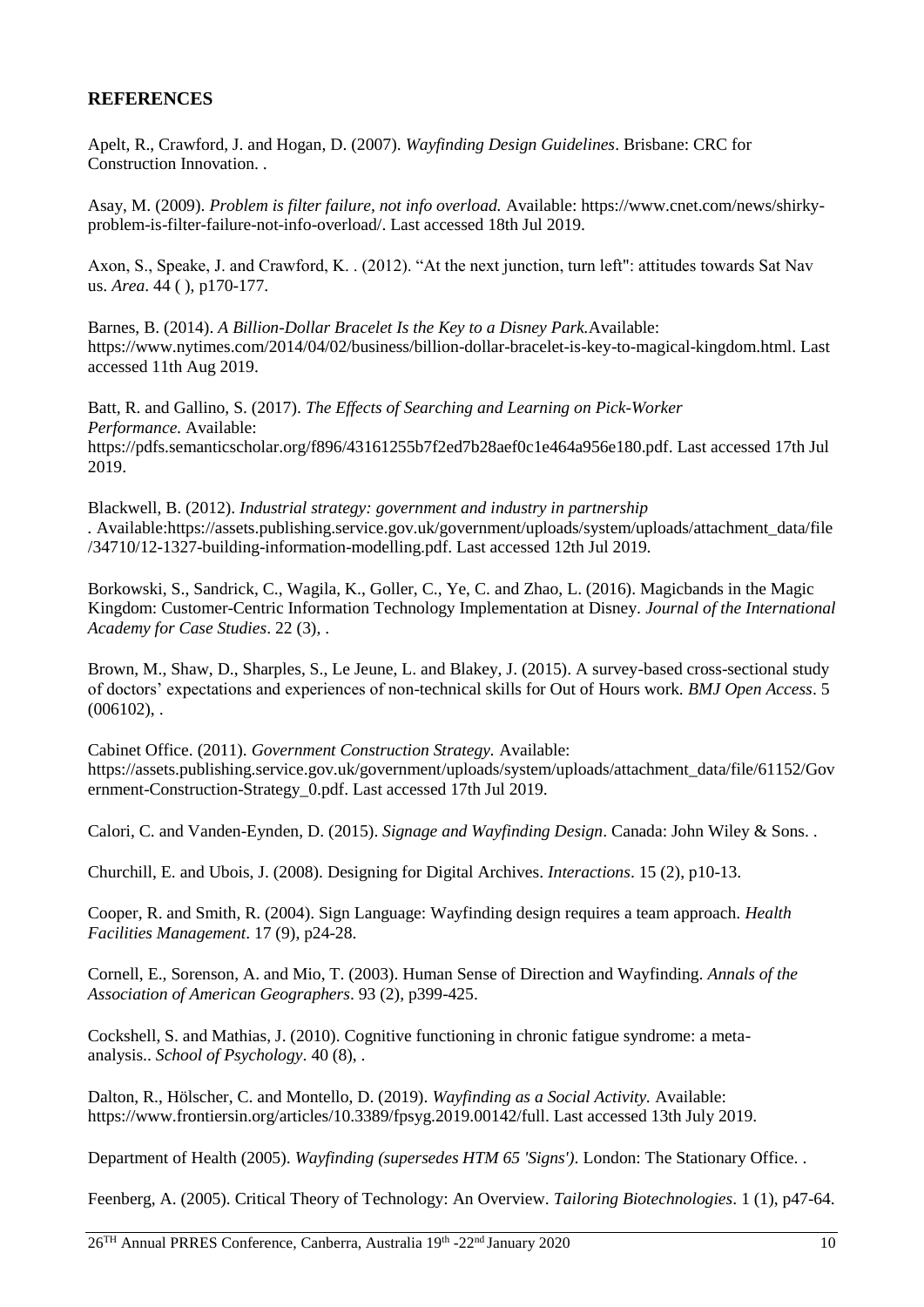## REFERENCES

Apelt, R., Crawford, J. and Hogan, D. (2007). *Wayfinding Design Guidelines*. Brisbane: CRC for Construction Innovation. .

Asay, M. (2009). *Problem is filter failure, not info overload.* Available: https://www.cnet.com/news/shirky-problem-is-filter-failure-not-info-overload/. Last accessed 18th Jul 2019.

Axon, S., Speake, J. and Crawford, K. . (2012). "At the next junction, turn left": attitudes towards Sat Nav us. *Area*. 44 ( ), p170-177.

Barnes, B. (2014). *A Billion-Dollar Bracelet Is the Key to a Disney Park.*Available: https://www.nytimes.com/2014/04/02/business/billion-dollar-bracelet-is-key-to-magical-kingdom.html. Last accessed 11th Aug 2019.

Batt, R. and Gallino, S. (2017). *The Effects of Searching and Learning on Pick-Worker Performance.* Available: https://pdfs.semanticscholar.org/f896/43161255b7f2ed7b28aef0c1e464a956e180.pdf. Last accessed 17th Jul 2019.

Blackwell, B. (2012). *Industrial strategy: government and industry in partnership* . Available:https://assets.publishing.service.gov.uk/government/uploads/system/uploads/attachment_data/file/34710/12-1327-building-information-modelling.pdf. Last accessed 12th Jul 2019.

Borkowski, S., Sandrick, C., Wagila, K., Goller, C., Ye, C. and Zhao, L. (2016). Magicbands in the Magic Kingdom: Customer-Centric Information Technology Implementation at Disney. *Journal of the International Academy for Case Studies*. 22 (3), .

Brown, M., Shaw, D., Sharples, S., Le Jeune, L. and Blakey, J. (2015). A survey-based cross-sectional study of doctors' expectations and experiences of non-technical skills for Out of Hours work. *BMJ Open Access*. 5 (006102), .

Cabinet Office. (2011). *Government Construction Strategy.* Available: https://assets.publishing.service.gov.uk/government/uploads/system/uploads/attachment_data/file/61152/Government-Construction-Strategy_0.pdf. Last accessed 17th Jul 2019.

Calori, C. and Vanden-Eynden, D. (2015). *Signage and Wayfinding Design*. Canada: John Wiley & Sons. .

Churchill, E. and Ubois, J. (2008). Designing for Digital Archives. *Interactions*. 15 (2), p10-13.

Cooper, R. and Smith, R. (2004). Sign Language: Wayfinding design requires a team approach. *Health Facilities Management*. 17 (9), p24-28.

Cornell, E., Sorenson, A. and Mio, T. (2003). Human Sense of Direction and Wayfinding. *Annals of the Association of American Geographers*. 93 (2), p399-425.

Cockshell, S. and Mathias, J. (2010). Cognitive functioning in chronic fatigue syndrome: a meta-analysis.. *School of Psychology*. 40 (8), .

Dalton, R., Hölscher, C. and Montello, D. (2019). *Wayfinding as a Social Activity.* Available: https://www.frontiersin.org/articles/10.3389/fpsyg.2019.00142/full. Last accessed 13th July 2019.

Department of Health (2005). *Wayfinding (supersedes HTM 65 'Signs')*. London: The Stationary Office. .

Feenberg, A. (2005). Critical Theory of Technology: An Overview. *Tailoring Biotechnologies*. 1 (1), p47-64.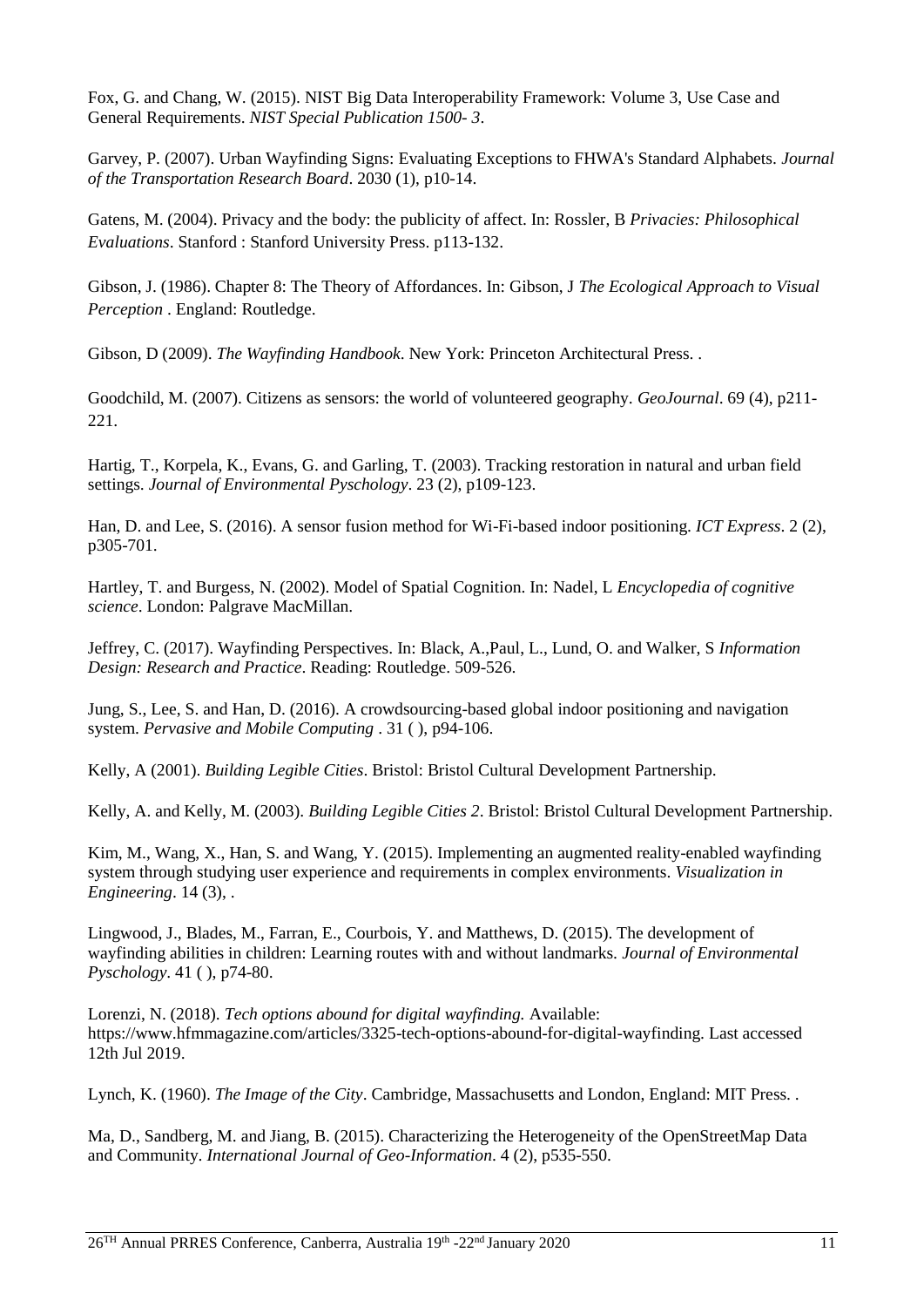Fox, G. and Chang, W. (2015). NIST Big Data Interoperability Framework: Volume 3, Use Case and General Requirements. *NIST Special Publication 1500- 3*.

Garvey, P. (2007). Urban Wayfinding Signs: Evaluating Exceptions to FHWA's Standard Alphabets. *Journal of the Transportation Research Board*. 2030 (1), p10-14.

Gatens, M. (2004). Privacy and the body: the publicity of affect. In: Rossler, B *Privacies: Philosophical Evaluations*. Stanford : Stanford University Press. p113-132.

Gibson, J. (1986). Chapter 8: The Theory of Affordances. In: Gibson, J *The Ecological Approach to Visual Perception* . England: Routledge.

Gibson, D (2009). *The Wayfinding Handbook*. New York: Princeton Architectural Press. .

Goodchild, M. (2007). Citizens as sensors: the world of volunteered geography. *GeoJournal*. 69 (4), p211-221.

Hartig, T., Korpela, K., Evans, G. and Garling, T. (2003). Tracking restoration in natural and urban field settings. *Journal of Environmental Pyschology*. 23 (2), p109-123.

Han, D. and Lee, S. (2016). A sensor fusion method for Wi-Fi-based indoor positioning. *ICT Express*. 2 (2), p305-701.

Hartley, T. and Burgess, N. (2002). Model of Spatial Cognition. In: Nadel, L *Encyclopedia of cognitive science*. London: Palgrave MacMillan.

Jeffrey, C. (2017). Wayfinding Perspectives. In: Black, A.,Paul, L., Lund, O. and Walker, S *Information Design: Research and Practice*. Reading: Routledge. 509-526.

Jung, S., Lee, S. and Han, D. (2016). A crowdsourcing-based global indoor positioning and navigation system. *Pervasive and Mobile Computing* . 31 ( ), p94-106.

Kelly, A (2001). *Building Legible Cities*. Bristol: Bristol Cultural Development Partnership.

Kelly, A. and Kelly, M. (2003). *Building Legible Cities 2*. Bristol: Bristol Cultural Development Partnership.

Kim, M., Wang, X., Han, S. and Wang, Y. (2015). Implementing an augmented reality-enabled wayfinding system through studying user experience and requirements in complex environments. *Visualization in Engineering*. 14 (3), .

Lingwood, J., Blades, M., Farran, E., Courbois, Y. and Matthews, D. (2015). The development of wayfinding abilities in children: Learning routes with and without landmarks. *Journal of Environmental Pyschology*. 41 ( ), p74-80.

Lorenzi, N. (2018). *Tech options abound for digital wayfinding.* Available: https://www.hfmmagazine.com/articles/3325-tech-options-abound-for-digital-wayfinding. Last accessed 12th Jul 2019.

Lynch, K. (1960). *The Image of the City*. Cambridge, Massachusetts and London, England: MIT Press. .

Ma, D., Sandberg, M. and Jiang, B. (2015). Characterizing the Heterogeneity of the OpenStreetMap Data and Community. *International Journal of Geo-Information*. 4 (2), p535-550.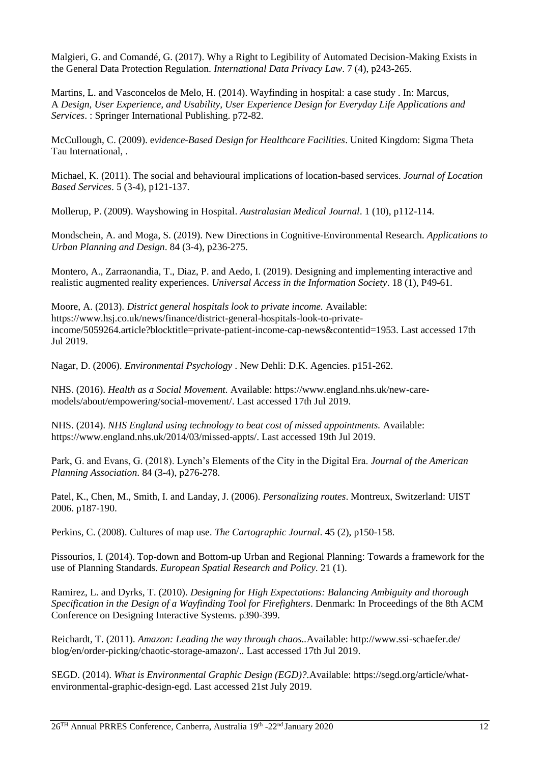Malgieri, G. and Comandé, G. (2017). Why a Right to Legibility of Automated Decision-Making Exists in the General Data Protection Regulation. *International Data Privacy Law*. 7 (4), p243-265.

Martins, L. and Vasconcelos de Melo, H. (2014). Wayfinding in hospital: a case study . In: Marcus, A *Design, User Experience, and Usability, User Experience Design for Everyday Life Applications and Services*. : Springer International Publishing. p72-82.

McCullough, C. (2009). e*vidence-Based Design for Healthcare Facilities*. United Kingdom: Sigma Theta Tau International, .

Michael, K. (2011). The social and behavioural implications of location-based services. *Journal of Location Based Services*. 5 (3-4), p121-137.

Mollerup, P. (2009). Wayshowing in Hospital. *Australasian Medical Journal*. 1 (10), p112-114.

Mondschein, A. and Moga, S. (2019). New Directions in Cognitive-Environmental Research. *Applications to Urban Planning and Design*. 84 (3-4), p236-275.

Montero, A., Zarraonandia, T., Diaz, P. and Aedo, I. (2019). Designing and implementing interactive and realistic augmented reality experiences. *Universal Access in the Information Society*. 18 (1), P49-61.

Moore, A. (2013). *District general hospitals look to private income.* Available: https://www.hsj.co.uk/news/finance/district-general-hospitals-look-to-private-income/5059264.article?blocktitle=private-patient-income-cap-news&contentid=1953. Last accessed 17th Jul 2019.

Nagar, D. (2006). *Environmental Psychology* . New Dehli: D.K. Agencies. p151-262.

NHS. (2016). *Health as a Social Movement.* Available: https://www.england.nhs.uk/new-care-models/about/empowering/social-movement/. Last accessed 17th Jul 2019.

NHS. (2014). *NHS England using technology to beat cost of missed appointments.* Available: https://www.england.nhs.uk/2014/03/missed-appts/. Last accessed 19th Jul 2019.

Park, G. and Evans, G. (2018). Lynch's Elements of the City in the Digital Era. *Journal of the American Planning Association*. 84 (3-4), p276-278.

Patel, K., Chen, M., Smith, I. and Landay, J. (2006). *Personalizing routes*. Montreux, Switzerland: UIST 2006. p187-190.

Perkins, C. (2008). Cultures of map use. *The Cartographic Journal*. 45 (2), p150-158.

Pissourios, I. (2014). Top-down and Bottom-up Urban and Regional Planning: Towards a framework for the use of Planning Standards. *European Spatial Research and Policy*. 21 (1).

Ramirez, L. and Dyrks, T. (2010). *Designing for High Expectations: Balancing Ambiguity and thorough Specification in the Design of a Wayfinding Tool for Firefighters*. Denmark: In Proceedings of the 8th ACM Conference on Designing Interactive Systems. p390-399.

Reichardt, T. (2011). *Amazon: Leading the way through chaos.*.Available: http://www.ssi-schaefer.de/ blog/en/order-picking/chaotic-storage-amazon/.. Last accessed 17th Jul 2019.

SEGD. (2014). *What is Environmental Graphic Design (EGD)?.*Available: https://segd.org/article/what-environmental-graphic-design-egd. Last accessed 21st July 2019.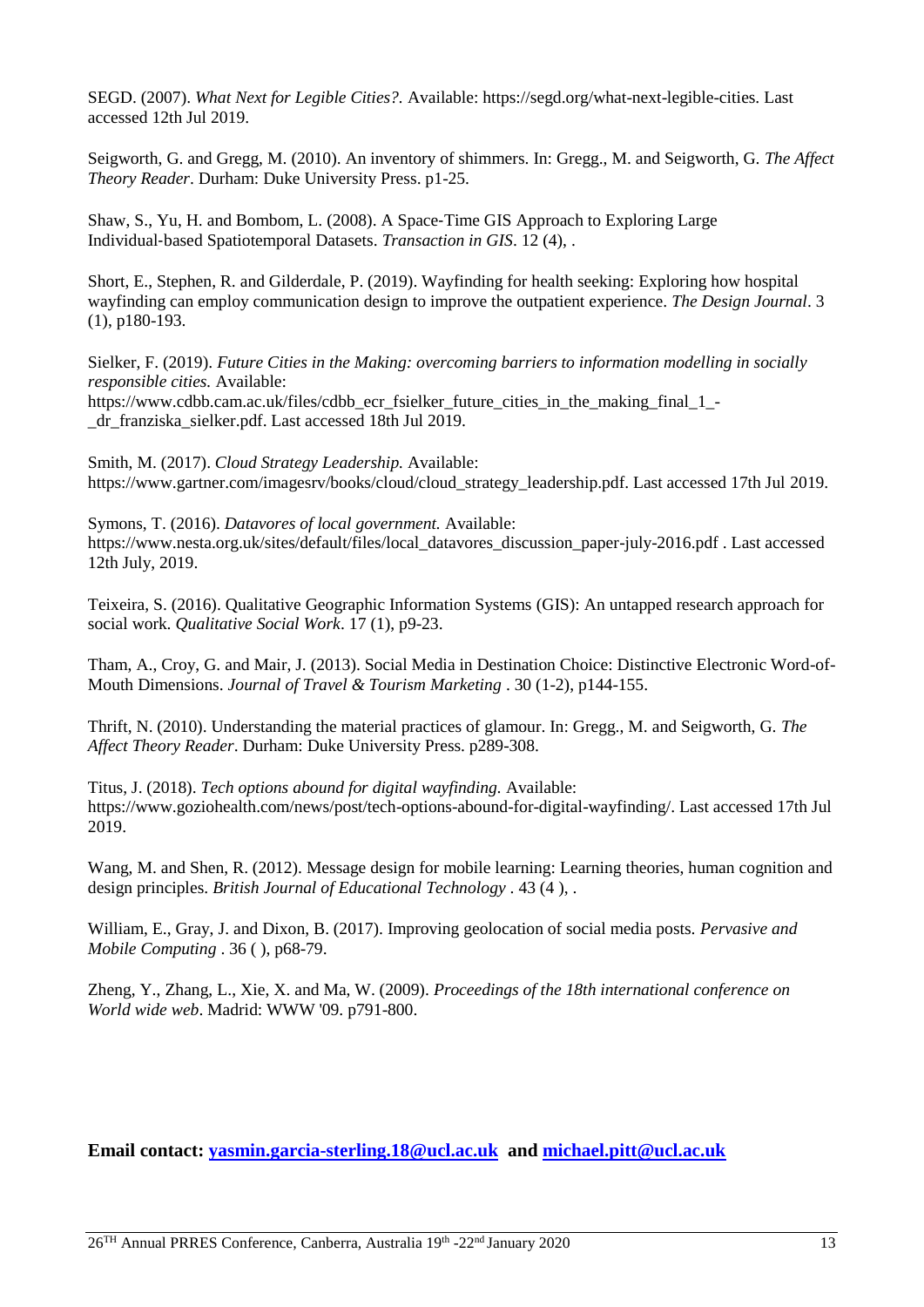SEGD. (2007). *What Next for Legible Cities?.* Available: https://segd.org/what-next-legible-cities. Last accessed 12th Jul 2019.

Seigworth, G. and Gregg, M. (2010). An inventory of shimmers. In: Gregg., M. and Seigworth, G. *The Affect Theory Reader*. Durham: Duke University Press. p1-25.

Shaw, S., Yu, H. and Bombom, L. (2008). A Space-Time GIS Approach to Exploring Large Individual-based Spatiotemporal Datasets. *Transaction in GIS*. 12 (4), .

Short, E., Stephen, R. and Gilderdale, P. (2019). Wayfinding for health seeking: Exploring how hospital wayfinding can employ communication design to improve the outpatient experience. *The Design Journal*. 3 (1), p180-193.

Sielker, F. (2019). *Future Cities in the Making: overcoming barriers to information modelling in socially responsible cities.* Available: https://www.cdbb.cam.ac.uk/files/cdbb_ecr_fsielker_future_cities_in_the_making_final_1_-_dr_franziska_sielker.pdf. Last accessed 18th Jul 2019.

Smith, M. (2017). *Cloud Strategy Leadership.* Available: https://www.gartner.com/imagesrv/books/cloud/cloud_strategy_leadership.pdf. Last accessed 17th Jul 2019.

Symons, T. (2016). *Datavores of local government.* Available: https://www.nesta.org.uk/sites/default/files/local_datavores_discussion_paper-july-2016.pdf . Last accessed 12th July, 2019.

Teixeira, S. (2016). Qualitative Geographic Information Systems (GIS): An untapped research approach for social work. *Qualitative Social Work*. 17 (1), p9-23.

Tham, A., Croy, G. and Mair, J. (2013). Social Media in Destination Choice: Distinctive Electronic Word-of-Mouth Dimensions. *Journal of Travel & Tourism Marketing* . 30 (1-2), p144-155.

Thrift, N. (2010). Understanding the material practices of glamour. In: Gregg., M. and Seigworth, G. *The Affect Theory Reader*. Durham: Duke University Press. p289-308.

Titus, J. (2018). *Tech options abound for digital wayfinding.* Available: https://www.goziohealth.com/news/post/tech-options-abound-for-digital-wayfinding/. Last accessed 17th Jul 2019.

Wang, M. and Shen, R. (2012). Message design for mobile learning: Learning theories, human cognition and design principles. *British Journal of Educational Technology* . 43 (4 ), .

William, E., Gray, J. and Dixon, B. (2017). Improving geolocation of social media posts. *Pervasive and Mobile Computing* . 36 ( ), p68-79.

Zheng, Y., Zhang, L., Xie, X. and Ma, W. (2009). *Proceedings of the 18th international conference on World wide web*. Madrid: WWW '09. p791-800.

**Email contact: yasmin.garcia-sterling.18@ucl.ac.uk and michael.pitt@ucl.ac.uk**